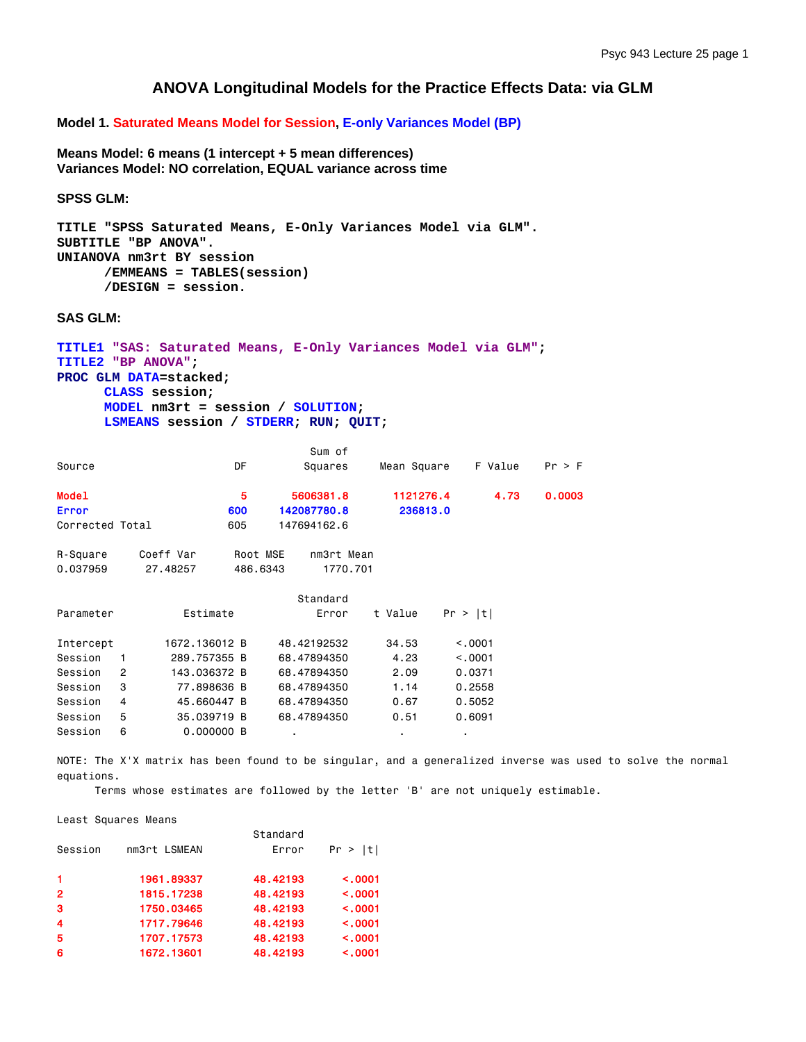# ANOVA Longitudinal Models for the Practice Effects Data: via GLM

**Model 1. Saturated Means Model for Session, E-only Variances Model (BP)**

**Means Model: 6 means (1 intercept + 5 mean differences)**
**Variances Model: NO correlation, EQUAL variance across time**

**SPSS GLM:**

```
TITLE "SPSS Saturated Means, E-Only Variances Model via GLM".
SUBTITLE "BP ANOVA".
UNIANOVA nm3rt BY session
      /EMMEANS = TABLES(session)
      /DESIGN = session.
```

**SAS GLM:**

```
TITLE1 "SAS: Saturated Means, E-Only Variances Model via GLM";
TITLE2 "BP ANOVA";
PROC GLM DATA=stacked;
      CLASS session;
      MODEL nm3rt = session / SOLUTION;
      LSMEANS session / STDERR; RUN; QUIT;
```

| Source | DF | Sum of Squares | Mean Square | F Value | Pr > F |
|---|---|---|---|---|---|
| Model | 5 | 5606381.8 | 1121276.4 | 4.73 | 0.0003 |
| Error | 600 | 142087780.8 | 236813.0 | | |
| Corrected Total | 605 | 147694162.6 | | | |

| R-Square | Coeff Var | Root MSE | nm3rt Mean |
|---|---|---|---|
| 0.037959 | 27.48257 | 486.6343 | 1770.701 |

| Parameter | Estimate | Standard Error | t Value | Pr > \|t\| |
|---|---|---|---|---|
| Intercept | 1672.136012 B | 48.42192532 | 34.53 | <.0001 |
| Session 1 | 289.757355 B | 68.47894350 | 4.23 | <.0001 |
| Session 2 | 143.036372 B | 68.47894350 | 2.09 | 0.0371 |
| Session 3 | 77.898636 B | 68.47894350 | 1.14 | 0.2558 |
| Session 4 | 45.660447 B | 68.47894350 | 0.67 | 0.5052 |
| Session 5 | 35.039719 B | 68.47894350 | 0.51 | 0.6091 |
| Session 6 | 0.000000 B | . | . | . |

NOTE: The X'X matrix has been found to be singular, and a generalized inverse was used to solve the normal equations.
Terms whose estimates are followed by the letter 'B' are not uniquely estimable.

Least Squares Means

| Session | nm3rt LSMEAN | Standard Error | Pr > \|t\| |
|---|---|---|---|
| 1 | 1961.89337 | 48.42193 | <.0001 |
| 2 | 1815.17238 | 48.42193 | <.0001 |
| 3 | 1750.03465 | 48.42193 | <.0001 |
| 4 | 1717.79646 | 48.42193 | <.0001 |
| 5 | 1707.17573 | 48.42193 | <.0001 |
| 6 | 1672.13601 | 48.42193 | <.0001 |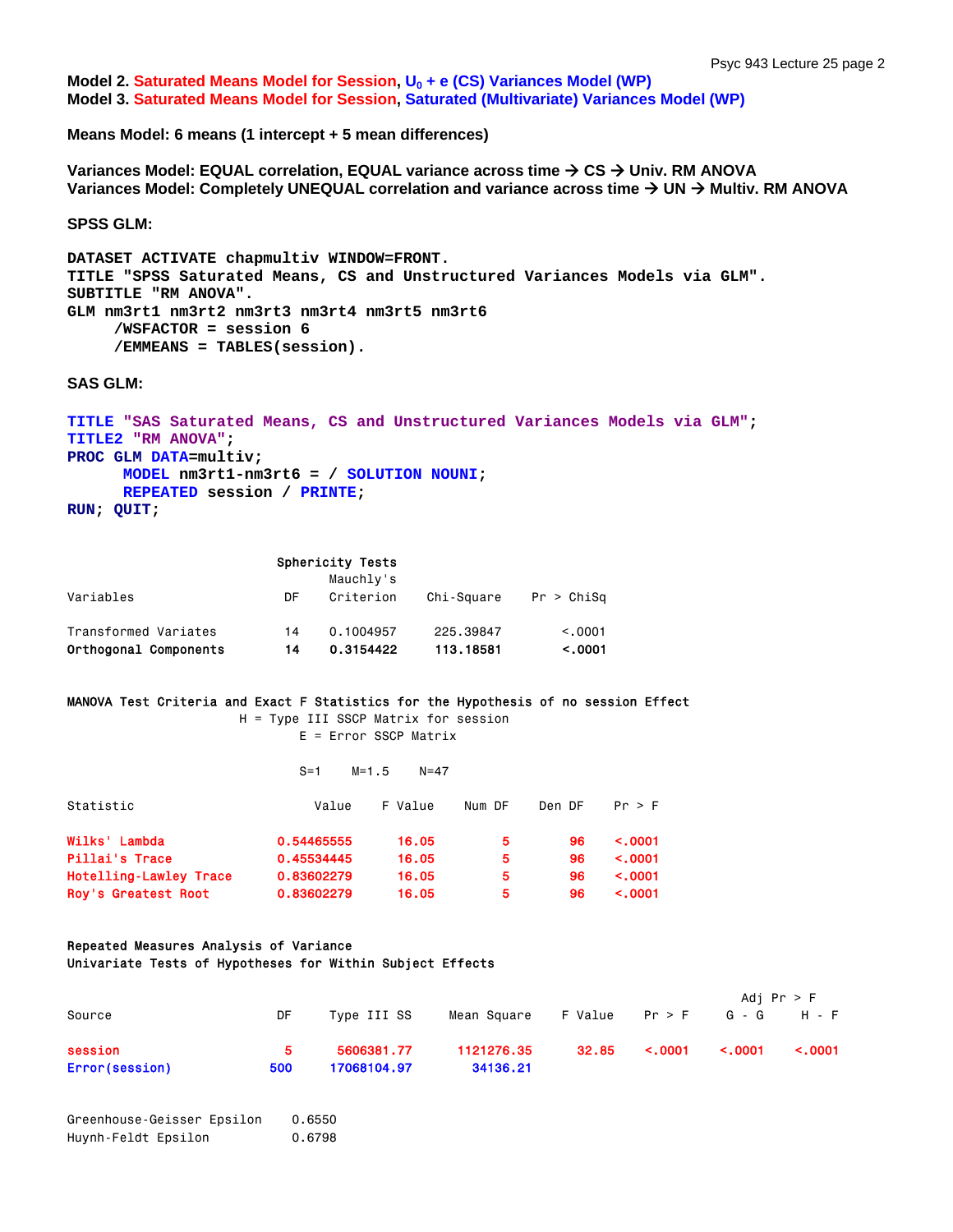**Model 2. Saturated Means Model for Session, $U_0$ + e (CS) Variances Model (WP)**
**Model 3. Saturated Means Model for Session, Saturated (Multivariate) Variances Model (WP)**

**Means Model: 6 means (1 intercept + 5 mean differences)**

**Variances Model: EQUAL correlation, EQUAL variance across time → CS → Univ. RM ANOVA**
**Variances Model: Completely UNEQUAL correlation and variance across time → UN → Multiv. RM ANOVA**

**SPSS GLM:**

```
DATASET ACTIVATE chapmultiv WINDOW=FRONT.
TITLE "SPSS Saturated Means, CS and Unstructured Variances Models via GLM".
SUBTITLE "RM ANOVA".
GLM nm3rt1 nm3rt2 nm3rt3 nm3rt4 nm3rt5 nm3rt6
     /WSFACTOR = session 6
     /EMMEANS = TABLES(session).
```

**SAS GLM:**

```
TITLE "SAS Saturated Means, CS and Unstructured Variances Models via GLM";
TITLE2 "RM ANOVA";
PROC GLM DATA=multiv;
      MODEL nm3rt1-nm3rt6 = / SOLUTION NOUNI;
      REPEATED session / PRINTE;
RUN; QUIT;
```

Sphericity Tests

| Variables | DF | Mauchly's Criterion | Chi-Square | Pr > ChiSq |
|---|---|---|---|---|
| Transformed Variates | 14 | 0.1004957 | 225.39847 | <.0001 |
| **Orthogonal Components** | **14** | **0.3154422** | **113.18581** | **<.0001** |

MANOVA Test Criteria and Exact F Statistics for the Hypothesis of no session Effect
H = Type III SSCP Matrix for session
E = Error SSCP Matrix

S=1    M=1.5    N=47

| Statistic | Value | F Value | Num DF | Den DF | Pr > F |
|---|---|---|---|---|---|
| Wilks' Lambda | 0.54465555 | 16.05 | 5 | 96 | <.0001 |
| Pillai's Trace | 0.45534445 | 16.05 | 5 | 96 | <.0001 |
| Hotelling-Lawley Trace | 0.83602279 | 16.05 | 5 | 96 | <.0001 |
| Roy's Greatest Root | 0.83602279 | 16.05 | 5 | 96 | <.0001 |

Repeated Measures Analysis of Variance
Univariate Tests of Hypotheses for Within Subject Effects

| Source | DF | Type III SS | Mean Square | F Value | Pr > F | Adj Pr > F G - G | Adj Pr > F H - F |
|---|---|---|---|---|---|---|---|
| session | 5 | 5606381.77 | 1121276.35 | 32.85 | <.0001 | <.0001 | <.0001 |
| Error(session) | 500 | 17068104.97 | 34136.21 | | | | |

Greenhouse-Geisser Epsilon    0.6550
Huynh-Feldt Epsilon    0.6798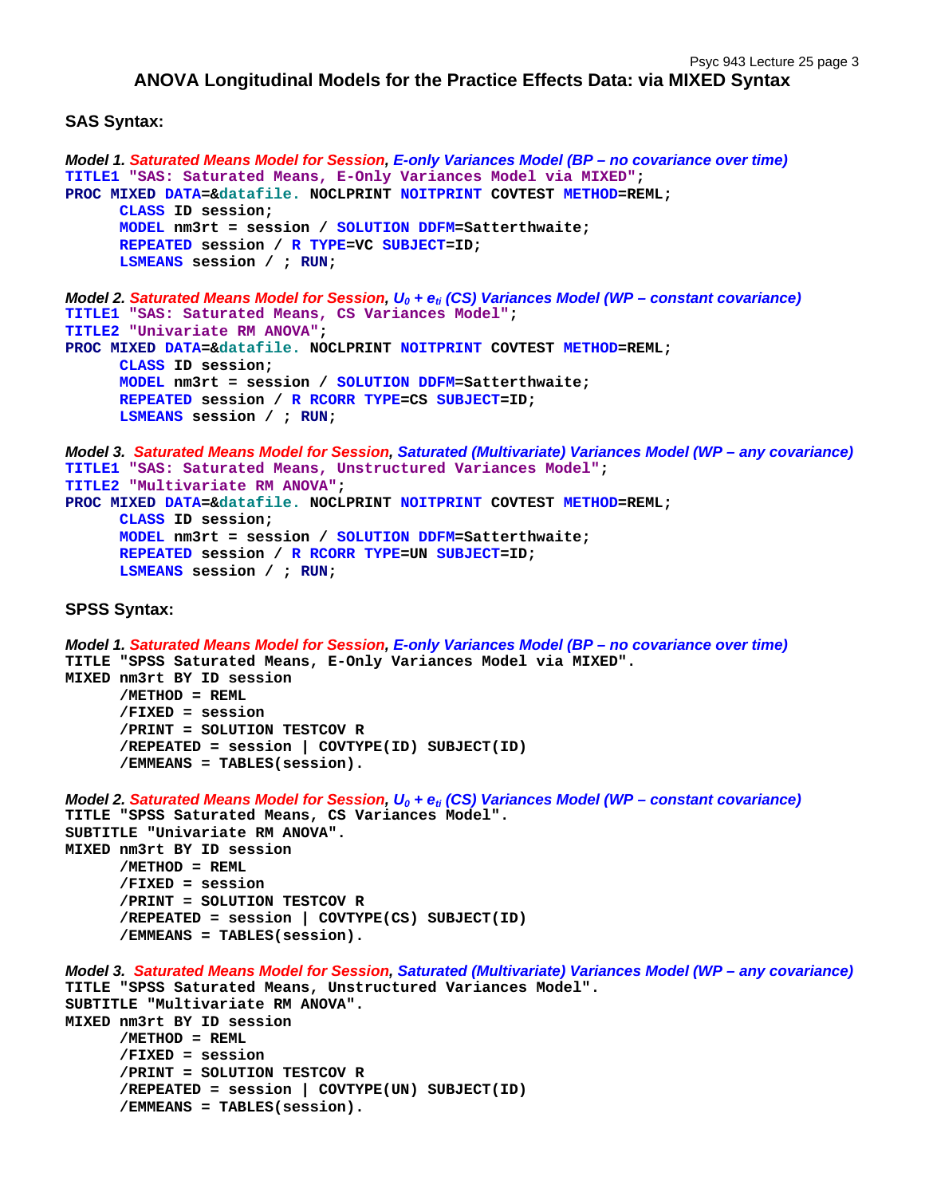# ANOVA Longitudinal Models for the Practice Effects Data: via MIXED Syntax

## SAS Syntax:

***Model 1.*** ***Saturated Means Model for Session, E-only Variances Model (BP – no covariance over time)***

```
TITLE1 "SAS: Saturated Means, E-Only Variances Model via MIXED";
PROC MIXED DATA=&datafile. NOCLPRINT NOITPRINT COVTEST METHOD=REML;
      CLASS ID session;
      MODEL nm3rt = session / SOLUTION DDFM=Satterthwaite;
      REPEATED session / R TYPE=VC SUBJECT=ID;
      LSMEANS session / ; RUN;
```

***Model 2.*** ***Saturated Means Model for Session, $U_0 + e_{ti}$ (CS) Variances Model (WP – constant covariance)***

```
TITLE1 "SAS: Saturated Means, CS Variances Model";
TITLE2 "Univariate RM ANOVA";
PROC MIXED DATA=&datafile. NOCLPRINT NOITPRINT COVTEST METHOD=REML;
      CLASS ID session;
      MODEL nm3rt = session / SOLUTION DDFM=Satterthwaite;
      REPEATED session / R RCORR TYPE=CS SUBJECT=ID;
      LSMEANS session / ; RUN;
```

***Model 3.*** ***Saturated Means Model for Session, Saturated (Multivariate) Variances Model (WP – any covariance)***

```
TITLE1 "SAS: Saturated Means, Unstructured Variances Model";
TITLE2 "Multivariate RM ANOVA";
PROC MIXED DATA=&datafile. NOCLPRINT NOITPRINT COVTEST METHOD=REML;
      CLASS ID session;
      MODEL nm3rt = session / SOLUTION DDFM=Satterthwaite;
      REPEATED session / R RCORR TYPE=UN SUBJECT=ID;
      LSMEANS session / ; RUN;
```

## SPSS Syntax:

***Model 1.*** ***Saturated Means Model for Session, E-only Variances Model (BP – no covariance over time)***

```
TITLE "SPSS Saturated Means, E-Only Variances Model via MIXED".
MIXED nm3rt BY ID session
      /METHOD = REML
      /FIXED = session
      /PRINT = SOLUTION TESTCOV R
      /REPEATED = session | COVTYPE(ID) SUBJECT(ID)
      /EMMEANS = TABLES(session).
```

***Model 2.*** ***Saturated Means Model for Session, $U_0 + e_{ti}$ (CS) Variances Model (WP – constant covariance)***

```
TITLE "SPSS Saturated Means, CS Variances Model".
SUBTITLE "Univariate RM ANOVA".
MIXED nm3rt BY ID session
      /METHOD = REML
      /FIXED = session
      /PRINT = SOLUTION TESTCOV R
      /REPEATED = session | COVTYPE(CS) SUBJECT(ID)
      /EMMEANS = TABLES(session).
```

***Model 3.*** ***Saturated Means Model for Session, Saturated (Multivariate) Variances Model (WP – any covariance)***

```
TITLE "SPSS Saturated Means, Unstructured Variances Model".
SUBTITLE "Multivariate RM ANOVA".
MIXED nm3rt BY ID session
      /METHOD = REML
      /FIXED = session
      /PRINT = SOLUTION TESTCOV R
      /REPEATED = session | COVTYPE(UN) SUBJECT(ID)
      /EMMEANS = TABLES(session).
```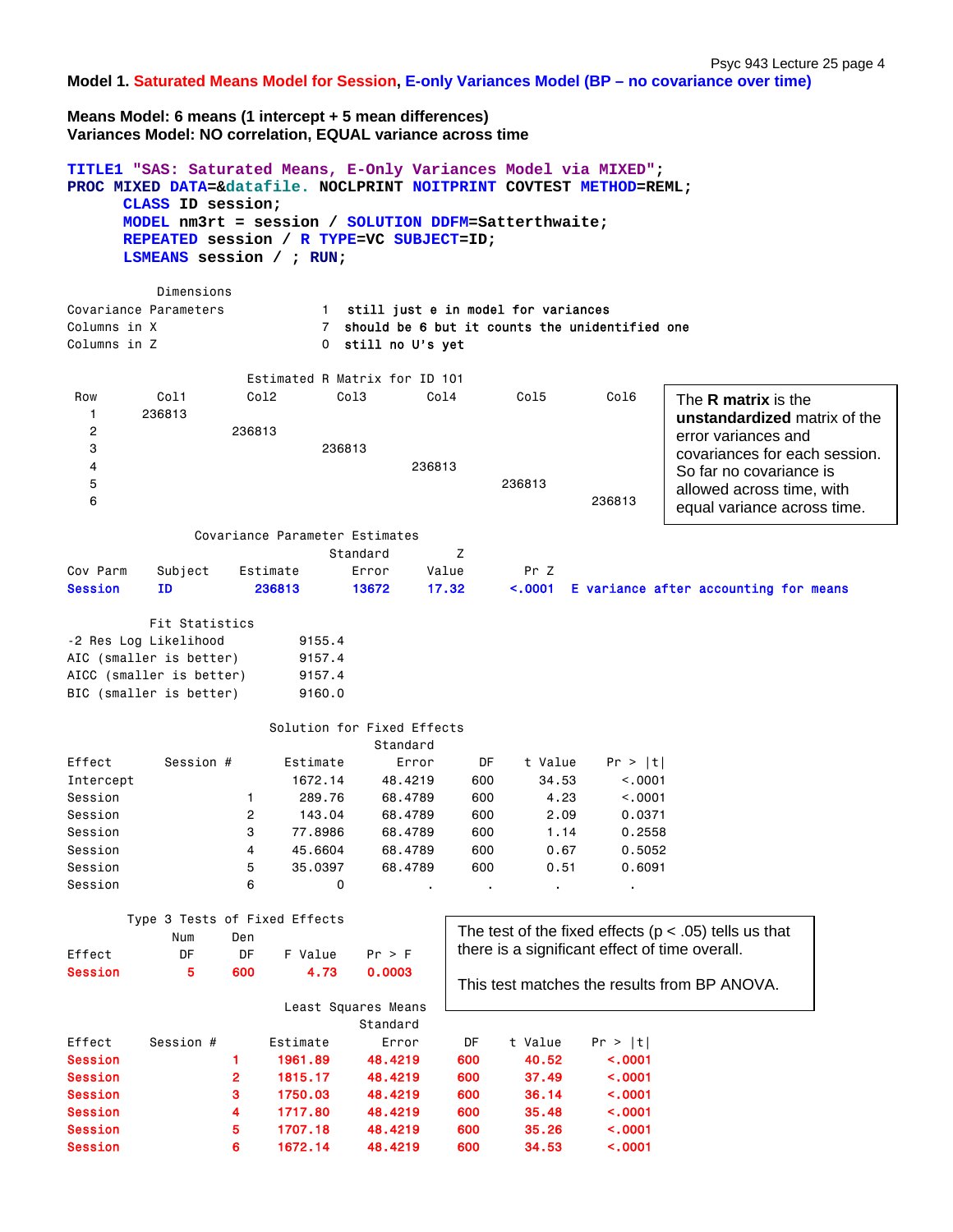**Model 1. Saturated Means Model for Session, E-only Variances Model (BP – no covariance over time)**

**Means Model: 6 means (1 intercept + 5 mean differences)**
**Variances Model: NO correlation, EQUAL variance across time**

```
TITLE1 "SAS: Saturated Means, E-Only Variances Model via MIXED";
PROC MIXED DATA=&datafile. NOCLPRINT NOITPRINT COVTEST METHOD=REML;
      CLASS ID session;
      MODEL nm3rt = session / SOLUTION DDFM=Satterthwaite;
      REPEATED session / R TYPE=VC SUBJECT=ID;
      LSMEANS session / ; RUN;
```

```
            Dimensions
Covariance Parameters             1   still just e in model for variances
Columns in X                      7   should be 6 but it counts the unidentified one
Columns in Z                      0   still no U's yet
```

Estimated R Matrix for ID 101

| Row | Col1 | Col2 | Col3 | Col4 | Col5 | Col6 |
|---|---|---|---|---|---|---|
| 1 | 236813 | | | | | |
| 2 | | 236813 | | | | |
| 3 | | | 236813 | | | |
| 4 | | | | 236813 | | |
| 5 | | | | | 236813 | |
| 6 | | | | | | 236813 |

The **R matrix** is the **unstandardized** matrix of the error variances and covariances for each session. So far no covariance is allowed across time, with equal variance across time.

Covariance Parameter Estimates

| Cov Parm | Subject | Estimate | Standard Error | Z Value | Pr Z | |
|---|---|---|---|---|---|---|
| Session | ID | 236813 | 13672 | 17.32 | <.0001 | E variance after accounting for means |

Fit Statistics

| | |
|---|---|
| -2 Res Log Likelihood | 9155.4 |
| AIC (smaller is better) | 9157.4 |
| AICC (smaller is better) | 9157.4 |
| BIC (smaller is better) | 9160.0 |

Solution for Fixed Effects

| Effect | Session # | Estimate | Standard Error | DF | t Value | Pr > \|t\| |
|---|---|---|---|---|---|---|
| Intercept | | 1672.14 | 48.4219 | 600 | 34.53 | <.0001 |
| Session | 1 | 289.76 | 68.4789 | 600 | 4.23 | <.0001 |
| Session | 2 | 143.04 | 68.4789 | 600 | 2.09 | 0.0371 |
| Session | 3 | 77.8986 | 68.4789 | 600 | 1.14 | 0.2558 |
| Session | 4 | 45.6604 | 68.4789 | 600 | 0.67 | 0.5052 |
| Session | 5 | 35.0397 | 68.4789 | 600 | 0.51 | 0.6091 |
| Session | 6 | 0 | . | . | . | . |

Type 3 Tests of Fixed Effects

| Effect | Num DF | Den DF | F Value | Pr > F |
|---|---|---|---|---|
| Session | 5 | 600 | 4.73 | 0.0003 |

The test of the fixed effects ($p < .05$) tells us that there is a significant effect of time overall.

This test matches the results from BP ANOVA.

Least Squares Means

| Effect | Session # | Estimate | Standard Error | DF | t Value | Pr > \|t\| |
|---|---|---|---|---|---|---|
| Session | 1 | 1961.89 | 48.4219 | 600 | 40.52 | <.0001 |
| Session | 2 | 1815.17 | 48.4219 | 600 | 37.49 | <.0001 |
| Session | 3 | 1750.03 | 48.4219 | 600 | 36.14 | <.0001 |
| Session | 4 | 1717.80 | 48.4219 | 600 | 35.48 | <.0001 |
| Session | 5 | 1707.18 | 48.4219 | 600 | 35.26 | <.0001 |
| Session | 6 | 1672.14 | 48.4219 | 600 | 34.53 | <.0001 |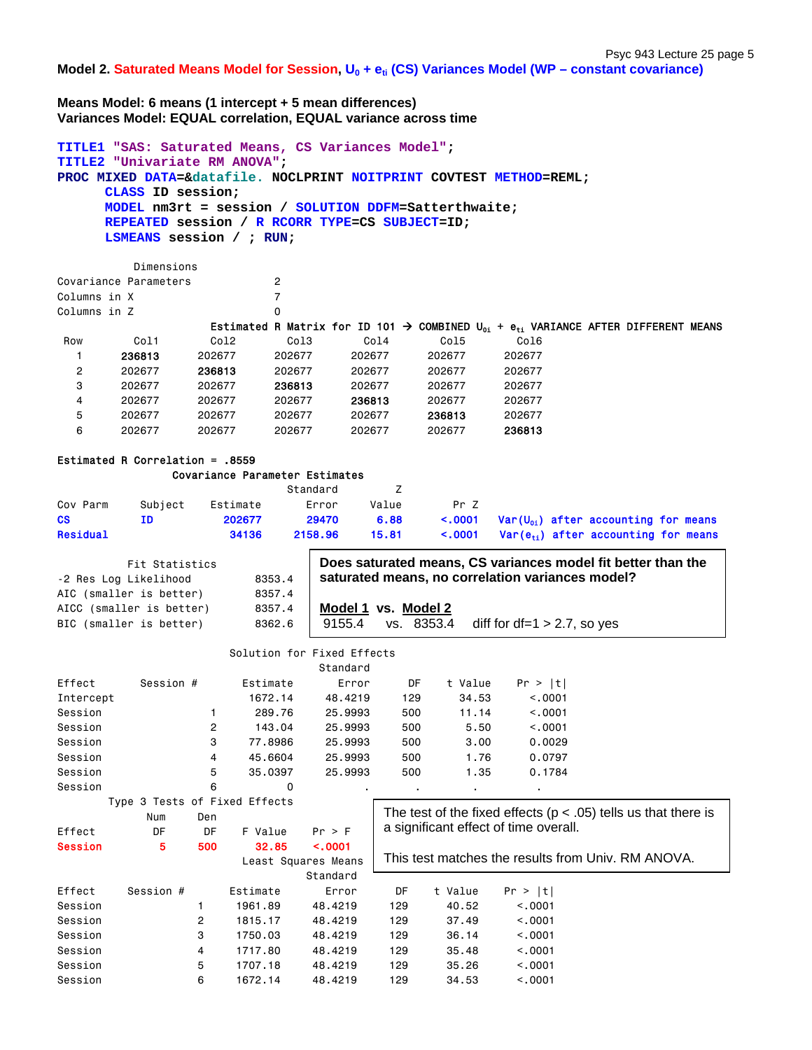## Model 2. Saturated Means Model for Session, $U_0 + e_{ti}$ (CS) Variances Model (WP – constant covariance)

**Means Model: 6 means (1 intercept + 5 mean differences)**
**Variances Model: EQUAL correlation, EQUAL variance across time**

```
TITLE1 "SAS: Saturated Means, CS Variances Model";
TITLE2 "Univariate RM ANOVA";
PROC MIXED DATA=&datafile. NOCLPRINT NOITPRINT COVTEST METHOD=REML;
      CLASS ID session;
      MODEL nm3rt = session / SOLUTION DDFM=Satterthwaite;
      REPEATED session / R RCORR TYPE=CS SUBJECT=ID;
      LSMEANS session / ; RUN;
```

```
           Dimensions
Covariance Parameters          2
Columns in X                   7
Columns in Z                   0
```

Estimated R Matrix for ID 101 → COMBINED $U_{0i}$ + $e_{ti}$ VARIANCE AFTER DIFFERENT MEANS

| Row | Col1 | Col2 | Col3 | Col4 | Col5 | Col6 |
|---|---|---|---|---|---|---|
| 1 | **236813** | 202677 | 202677 | 202677 | 202677 | 202677 |
| 2 | 202677 | **236813** | 202677 | 202677 | 202677 | 202677 |
| 3 | 202677 | 202677 | **236813** | 202677 | 202677 | 202677 |
| 4 | 202677 | 202677 | 202677 | **236813** | 202677 | 202677 |
| 5 | 202677 | 202677 | 202677 | 202677 | **236813** | 202677 |
| 6 | 202677 | 202677 | 202677 | 202677 | 202677 | **236813** |

**Estimated R Correlation = .8559**

Covariance Parameter Estimates

| Cov Parm | Subject | Estimate | Standard Error | Z Value | Pr Z | |
|---|---|---|---|---|---|---|
| CS | ID | 202677 | 29470 | 6.88 | <.0001 | $Var(U_{0i})$ after accounting for means |
| Residual | | 34136 | 2158.96 | 15.81 | <.0001 | $Var(e_{ti})$ after accounting for means |

Fit Statistics

| | |
|---|---|
| -2 Res Log Likelihood | 8353.4 |
| AIC (smaller is better) | 8357.4 |
| AICC (smaller is better) | 8357.4 |
| BIC (smaller is better) | 8362.6 |

**Does saturated means, CS variances model fit better than the saturated means, no correlation variances model?**

**Model 1** vs. **Model 2**
9155.4 vs. 8353.4 diff for df=1 > 2.7, so yes

Solution for Fixed Effects

| Effect | Session # | Estimate | Standard Error | DF | t Value | Pr > \|t\| |
|---|---|---|---|---|---|---|
| Intercept | | 1672.14 | 48.4219 | 129 | 34.53 | <.0001 |
| Session | 1 | 289.76 | 25.9993 | 500 | 11.14 | <.0001 |
| Session | 2 | 143.04 | 25.9993 | 500 | 5.50 | <.0001 |
| Session | 3 | 77.8986 | 25.9993 | 500 | 3.00 | 0.0029 |
| Session | 4 | 45.6604 | 25.9993 | 500 | 1.76 | 0.0797 |
| Session | 5 | 35.0397 | 25.9993 | 500 | 1.35 | 0.1784 |
| Session | 6 | 0 | . | . | . | . |

Type 3 Tests of Fixed Effects

| Effect | Num DF | Den DF | F Value | Pr > F |
|---|---|---|---|---|
| Session | 5 | 500 | 32.85 | <.0001 |

The test of the fixed effects ($p < .05$) tells us that there is a significant effect of time overall.

This test matches the results from Univ. RM ANOVA.

Least Squares Means

| Effect | Session # | Estimate | Standard Error | DF | t Value | Pr > \|t\| |
|---|---|---|---|---|---|---|
| Session | 1 | 1961.89 | 48.4219 | 129 | 40.52 | <.0001 |
| Session | 2 | 1815.17 | 48.4219 | 129 | 37.49 | <.0001 |
| Session | 3 | 1750.03 | 48.4219 | 129 | 36.14 | <.0001 |
| Session | 4 | 1717.80 | 48.4219 | 129 | 35.48 | <.0001 |
| Session | 5 | 1707.18 | 48.4219 | 129 | 35.26 | <.0001 |
| Session | 6 | 1672.14 | 48.4219 | 129 | 34.53 | <.0001 |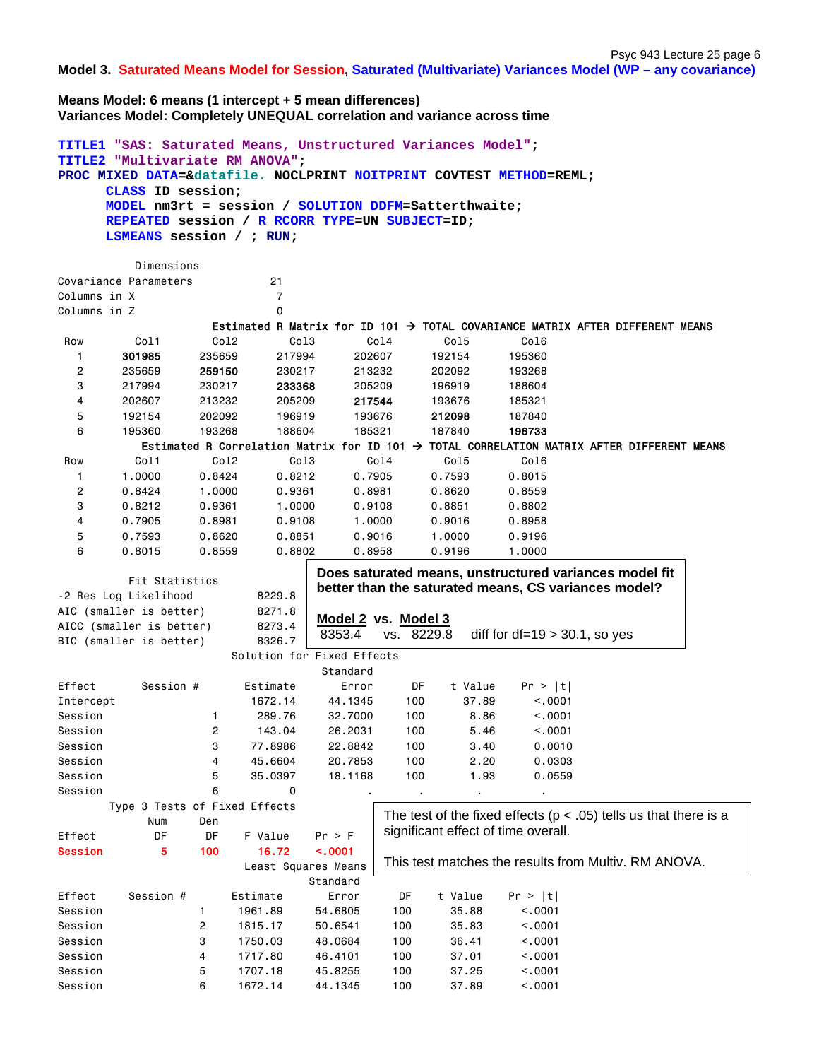**Model 3. Saturated Means Model for Session, Saturated (Multivariate) Variances Model (WP – any covariance)**

**Means Model: 6 means (1 intercept + 5 mean differences)**
**Variances Model: Completely UNEQUAL correlation and variance across time**

```
TITLE1 "SAS: Saturated Means, Unstructured Variances Model";
TITLE2 "Multivariate RM ANOVA";
PROC MIXED DATA=&datafile. NOCLPRINT NOITPRINT COVTEST METHOD=REML;
      CLASS ID session;
      MODEL nm3rt = session / SOLUTION DDFM=Satterthwaite;
      REPEATED session / R RCORR TYPE=UN SUBJECT=ID;
      LSMEANS session / ; RUN;
```

Dimensions

| | |
|---|---|
| Covariance Parameters | 21 |
| Columns in X | 7 |
| Columns in Z | 0 |

Estimated R Matrix for ID 101 → TOTAL COVARIANCE MATRIX AFTER DIFFERENT MEANS

| Row | Col1 | Col2 | Col3 | Col4 | Col5 | Col6 |
|---|---|---|---|---|---|---|
| 1 | **301985** | 235659 | 217994 | 202607 | 192154 | 195360 |
| 2 | 235659 | **259150** | 230217 | 213232 | 202092 | 193268 |
| 3 | 217994 | 230217 | **233368** | 205209 | 196919 | 188604 |
| 4 | 202607 | 213232 | 205209 | **217544** | 193676 | 185321 |
| 5 | 192154 | 202092 | 196919 | 193676 | **212098** | 187840 |
| 6 | 195360 | 193268 | 188604 | 185321 | 187840 | **196733** |

Estimated R Correlation Matrix for ID 101 → TOTAL CORRELATION MATRIX AFTER DIFFERENT MEANS

| Row | Col1 | Col2 | Col3 | Col4 | Col5 | Col6 |
|---|---|---|---|---|---|---|
| 1 | 1.0000 | 0.8424 | 0.8212 | 0.7905 | 0.7593 | 0.8015 |
| 2 | 0.8424 | 1.0000 | 0.9361 | 0.8981 | 0.8620 | 0.8559 |
| 3 | 0.8212 | 0.9361 | 1.0000 | 0.9108 | 0.8851 | 0.8802 |
| 4 | 0.7905 | 0.8981 | 0.9108 | 1.0000 | 0.9016 | 0.8958 |
| 5 | 0.7593 | 0.8620 | 0.8851 | 0.9016 | 1.0000 | 0.9196 |
| 6 | 0.8015 | 0.8559 | 0.8802 | 0.8958 | 0.9196 | 1.0000 |

Fit Statistics

| | |
|---|---|
| -2 Res Log Likelihood | 8229.8 |
| AIC (smaller is better) | 8271.8 |
| AICC (smaller is better) | 8273.4 |
| BIC (smaller is better) | 8326.7 |

**Does saturated means, unstructured variances model fit better than the saturated means, CS variances model?**

**Model 2** vs. **Model 3**
8353.4 vs. 8229.8 diff for df=19 > 30.1, so yes

Solution for Fixed Effects

| Effect | Session # | Estimate | Standard Error | DF | t Value | Pr > \|t\| |
|---|---|---|---|---|---|---|
| Intercept | | 1672.14 | 44.1345 | 100 | 37.89 | <.0001 |
| Session | 1 | 289.76 | 32.7000 | 100 | 8.86 | <.0001 |
| Session | 2 | 143.04 | 26.2031 | 100 | 5.46 | <.0001 |
| Session | 3 | 77.8986 | 22.8842 | 100 | 3.40 | 0.0010 |
| Session | 4 | 45.6604 | 20.7853 | 100 | 2.20 | 0.0303 |
| Session | 5 | 35.0397 | 18.1168 | 100 | 1.93 | 0.0559 |
| Session | 6 | 0 | . | . | . | . |

Type 3 Tests of Fixed Effects

| Effect | Num DF | Den DF | F Value | Pr > F |
|---|---|---|---|---|
| Session | 5 | 100 | 16.72 | <.0001 |

The test of the fixed effects ($p < .05$) tells us that there is a significant effect of time overall.

This test matches the results from Multiv. RM ANOVA.

Least Squares Means

| Effect | Session # | Estimate | Standard Error | DF | t Value | Pr > \|t\| |
|---|---|---|---|---|---|---|
| Session | 1 | 1961.89 | 54.6805 | 100 | 35.88 | <.0001 |
| Session | 2 | 1815.17 | 50.6541 | 100 | 35.83 | <.0001 |
| Session | 3 | 1750.03 | 48.0684 | 100 | 36.41 | <.0001 |
| Session | 4 | 1717.80 | 46.4101 | 100 | 37.01 | <.0001 |
| Session | 5 | 1707.18 | 45.8255 | 100 | 37.25 | <.0001 |
| Session | 6 | 1672.14 | 44.1345 | 100 | 37.89 | <.0001 |